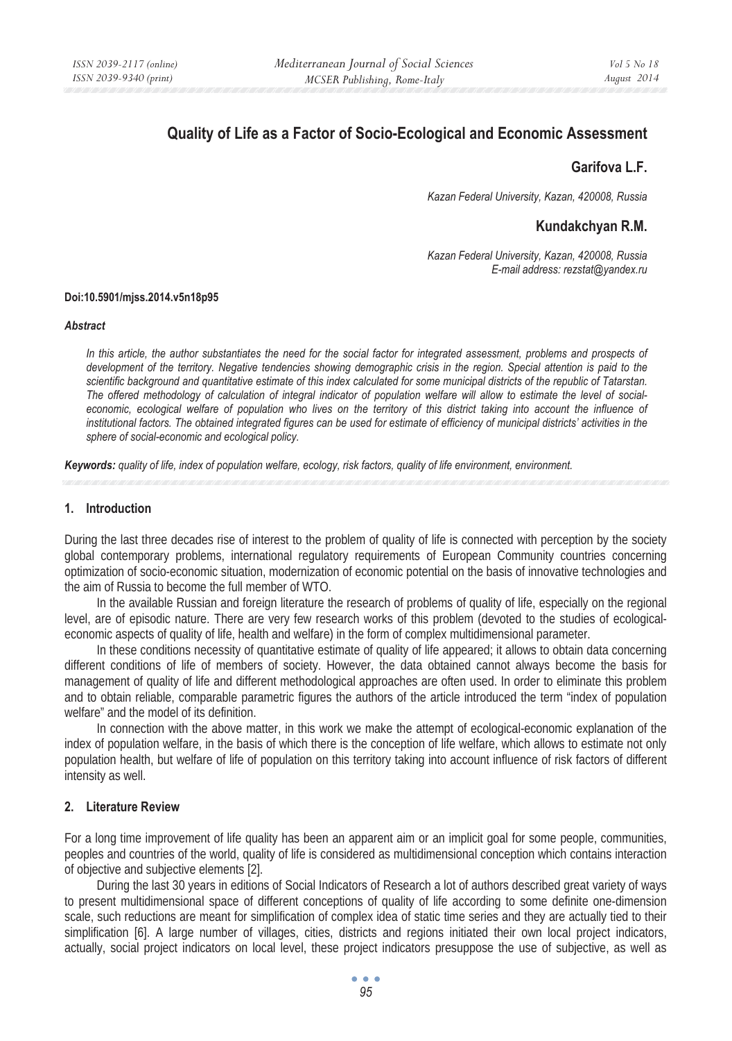# Quality of Life as a Factor of Socio-Ecological and Economic Assessment

**Garifova L.F.**

*Kazan Federal University, Kazan, 420008, Russia*

**Kundakchyan R.M.**

*Kazan Federal University, Kazan, 420008, Russia*
*E-mail address: rezstat@yandex.ru*

**Doi:10.5901/mjss.2014.v5n18p95**

***Abstract***

*In this article, the author substantiates the need for the social factor for integrated assessment, problems and prospects of development of the territory. Negative tendencies showing demographic crisis in the region. Special attention is paid to the scientific background and quantitative estimate of this index calculated for some municipal districts of the republic of Tatarstan. The offered methodology of calculation of integral indicator of population welfare will allow to estimate the level of social-economic, ecological welfare of population who lives on the territory of this district taking into account the influence of institutional factors. The obtained integrated figures can be used for estimate of efficiency of municipal districts' activities in the sphere of social-economic and ecological policy.*

***Keywords:*** *quality of life, index of population welfare, ecology, risk factors, quality of life environment, environment.*

## 1. Introduction

During the last three decades rise of interest to the problem of quality of life is connected with perception by the society global contemporary problems, international regulatory requirements of European Community countries concerning optimization of socio-economic situation, modernization of economic potential on the basis of innovative technologies and the aim of Russia to become the full member of WTO.

In the available Russian and foreign literature the research of problems of quality of life, especially on the regional level, are of episodic nature. There are very few research works of this problem (devoted to the studies of ecological-economic aspects of quality of life, health and welfare) in the form of complex multidimensional parameter.

In these conditions necessity of quantitative estimate of quality of life appeared; it allows to obtain data concerning different conditions of life of members of society. However, the data obtained cannot always become the basis for management of quality of life and different methodological approaches are often used. In order to eliminate this problem and to obtain reliable, comparable parametric figures the authors of the article introduced the term "index of population welfare" and the model of its definition.

In connection with the above matter, in this work we make the attempt of ecological-economic explanation of the index of population welfare, in the basis of which there is the conception of life welfare, which allows to estimate not only population health, but welfare of life of population on this territory taking into account influence of risk factors of different intensity as well.

## 2. Literature Review

For a long time improvement of life quality has been an apparent aim or an implicit goal for some people, communities, peoples and countries of the world, quality of life is considered as multidimensional conception which contains interaction of objective and subjective elements [2].

During the last 30 years in editions of Social Indicators of Research a lot of authors described great variety of ways to present multidimensional space of different conceptions of quality of life according to some definite one-dimension scale, such reductions are meant for simplification of complex idea of static time series and they are actually tied to their simplification [6]. A large number of villages, cities, districts and regions initiated their own local project indicators, actually, social project indicators on local level, these project indicators presuppose the use of subjective, as well as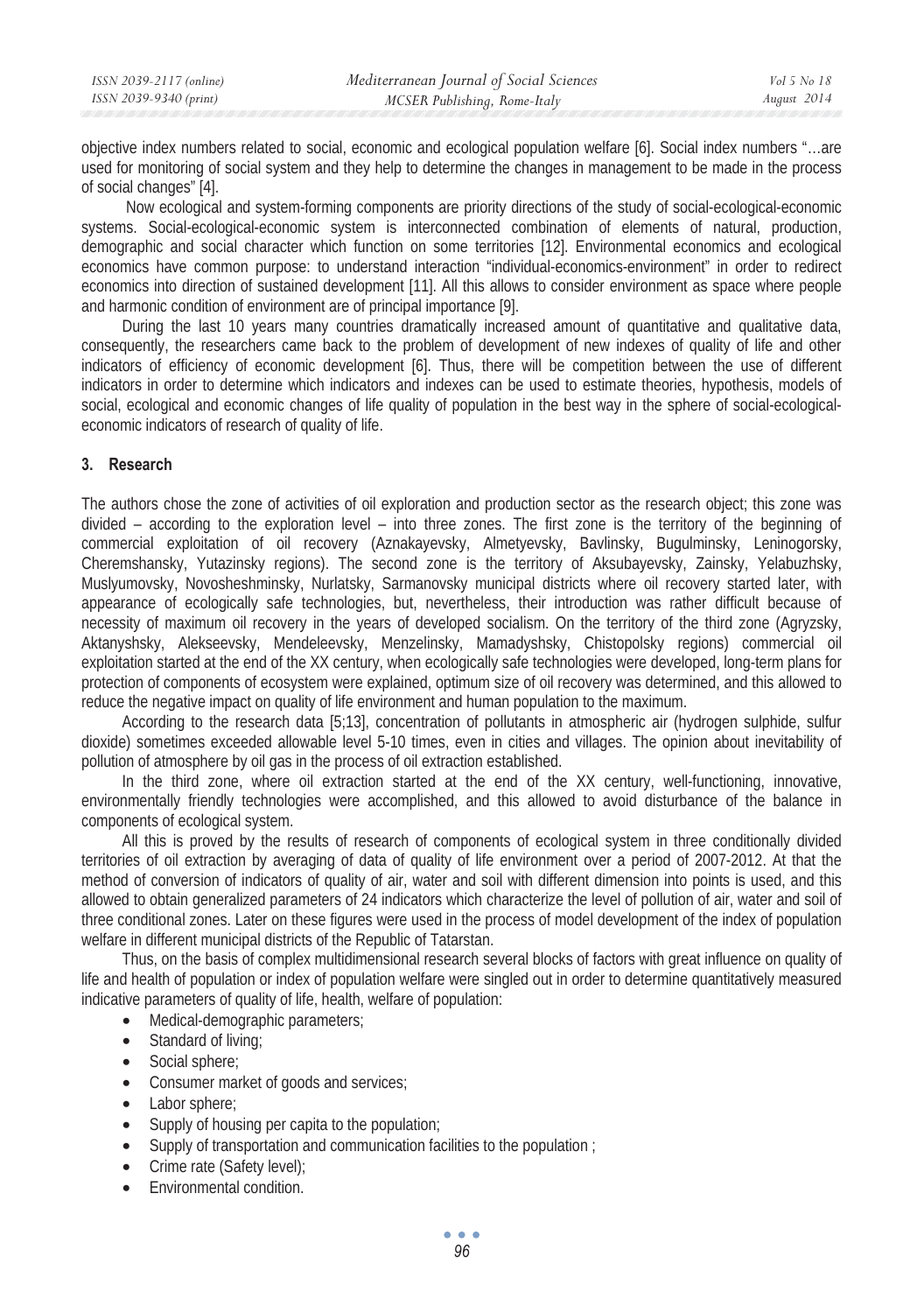objective index numbers related to social, economic and ecological population welfare [6]. Social index numbers "…are used for monitoring of social system and they help to determine the changes in management to be made in the process of social changes" [4].

Now ecological and system-forming components are priority directions of the study of social-ecological-economic systems. Social-ecological-economic system is interconnected combination of elements of natural, production, demographic and social character which function on some territories [12]. Environmental economics and ecological economics have common purpose: to understand interaction "individual-economics-environment" in order to redirect economics into direction of sustained development [11]. All this allows to consider environment as space where people and harmonic condition of environment are of principal importance [9].

During the last 10 years many countries dramatically increased amount of quantitative and qualitative data, consequently, the researchers came back to the problem of development of new indexes of quality of life and other indicators of efficiency of economic development [6]. Thus, there will be competition between the use of different indicators in order to determine which indicators and indexes can be used to estimate theories, hypothesis, models of social, ecological and economic changes of life quality of population in the best way in the sphere of social-ecological-economic indicators of research of quality of life.

## 3. Research

The authors chose the zone of activities of oil exploration and production sector as the research object; this zone was divided – according to the exploration level – into three zones. The first zone is the territory of the beginning of commercial exploitation of oil recovery (Aznakayevsky, Almetyevsky, Bavlinsky, Bugulminsky, Leninogorsky, Cheremshansky, Yutazinsky regions). The second zone is the territory of Aksubayevsky, Zainsky, Yelabuzhsky, Muslyumovsky, Novosheshminsky, Nurlatsky, Sarmanovsky municipal districts where oil recovery started later, with appearance of ecologically safe technologies, but, nevertheless, their introduction was rather difficult because of necessity of maximum oil recovery in the years of developed socialism. On the territory of the third zone (Agryzsky, Aktanyshsky, Alekseevsky, Mendeleevsky, Menzelinsky, Mamadyshsky, Chistopolsky regions) commercial oil exploitation started at the end of the XX century, when ecologically safe technologies were developed, long-term plans for protection of components of ecosystem were explained, optimum size of oil recovery was determined, and this allowed to reduce the negative impact on quality of life environment and human population to the maximum.

According to the research data [5;13], concentration of pollutants in atmospheric air (hydrogen sulphide, sulfur dioxide) sometimes exceeded allowable level 5-10 times, even in cities and villages. The opinion about inevitability of pollution of atmosphere by oil gas in the process of oil extraction established.

In the third zone, where oil extraction started at the end of the XX century, well-functioning, innovative, environmentally friendly technologies were accomplished, and this allowed to avoid disturbance of the balance in components of ecological system.

All this is proved by the results of research of components of ecological system in three conditionally divided territories of oil extraction by averaging of data of quality of life environment over a period of 2007-2012. At that the method of conversion of indicators of quality of air, water and soil with different dimension into points is used, and this allowed to obtain generalized parameters of 24 indicators which characterize the level of pollution of air, water and soil of three conditional zones. Later on these figures were used in the process of model development of the index of population welfare in different municipal districts of the Republic of Tatarstan.

Thus, on the basis of complex multidimensional research several blocks of factors with great influence on quality of life and health of population or index of population welfare were singled out in order to determine quantitatively measured indicative parameters of quality of life, health, welfare of population:

- Medical-demographic parameters;
- Standard of living;
- Social sphere;
- Consumer market of goods and services;
- Labor sphere;
- Supply of housing per capita to the population;
- Supply of transportation and communication facilities to the population ;
- Crime rate (Safety level);
- Environmental condition.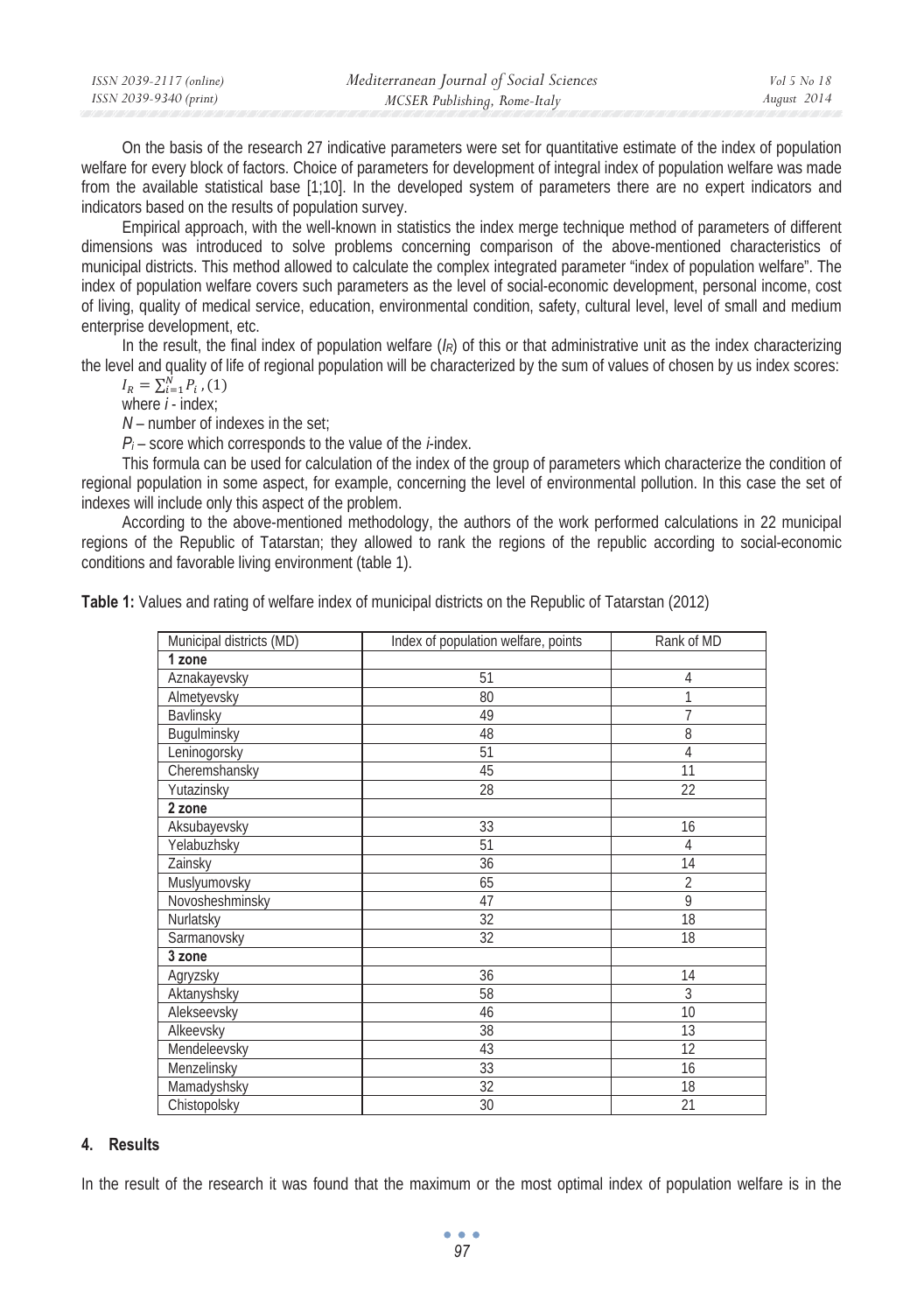On the basis of the research 27 indicative parameters were set for quantitative estimate of the index of population welfare for every block of factors. Choice of parameters for development of integral index of population welfare was made from the available statistical base [1;10]. In the developed system of parameters there are no expert indicators and indicators based on the results of population survey.

Empirical approach, with the well-known in statistics the index merge technique method of parameters of different dimensions was introduced to solve problems concerning comparison of the above-mentioned characteristics of municipal districts. This method allowed to calculate the complex integrated parameter "index of population welfare". The index of population welfare covers such parameters as the level of social-economic development, personal income, cost of living, quality of medical service, education, environmental condition, safety, cultural level, level of small and medium enterprise development, etc.

In the result, the final index of population welfare ($I_R$) of this or that administrative unit as the index characterizing the level and quality of life of regional population will be characterized by the sum of values of chosen by us index scores:

$$I_R = \sum_{i=1}^{N} P_i \, , (1)$$

where $i$ - index;

$N$ – number of indexes in the set;

$P_i$ – score which corresponds to the value of the $i$-index.

This formula can be used for calculation of the index of the group of parameters which characterize the condition of regional population in some aspect, for example, concerning the level of environmental pollution. In this case the set of indexes will include only this aspect of the problem.

According to the above-mentioned methodology, the authors of the work performed calculations in 22 municipal regions of the Republic of Tatarstan; they allowed to rank the regions of the republic according to social-economic conditions and favorable living environment (table 1).

**Table 1:** Values and rating of welfare index of municipal districts on the Republic of Tatarstan (2012)

| Municipal districts (MD) | Index of population welfare, points | Rank of MD |
|---|---|---|
| **1 zone** | | |
| Aznakayevsky | 51 | 4 |
| Almetyevsky | 80 | 1 |
| Bavlinsky | 49 | 7 |
| Bugulminsky | 48 | 8 |
| Leninogorsky | 51 | 4 |
| Cheremshansky | 45 | 11 |
| Yutazinsky | 28 | 22 |
| **2 zone** | | |
| Aksubayevsky | 33 | 16 |
| Yelabuzhsky | 51 | 4 |
| Zainsky | 36 | 14 |
| Muslyumovsky | 65 | 2 |
| Novosheshminsky | 47 | 9 |
| Nurlatsky | 32 | 18 |
| Sarmanovsky | 32 | 18 |
| **3 zone** | | |
| Agryzsky | 36 | 14 |
| Aktanyshsky | 58 | 3 |
| Alekseevsky | 46 | 10 |
| Alkeevsky | 38 | 13 |
| Mendeleevsky | 43 | 12 |
| Menzelinsky | 33 | 16 |
| Mamadyshsky | 32 | 18 |
| Chistopolsky | 30 | 21 |

## 4. Results

In the result of the research it was found that the maximum or the most optimal index of population welfare is in the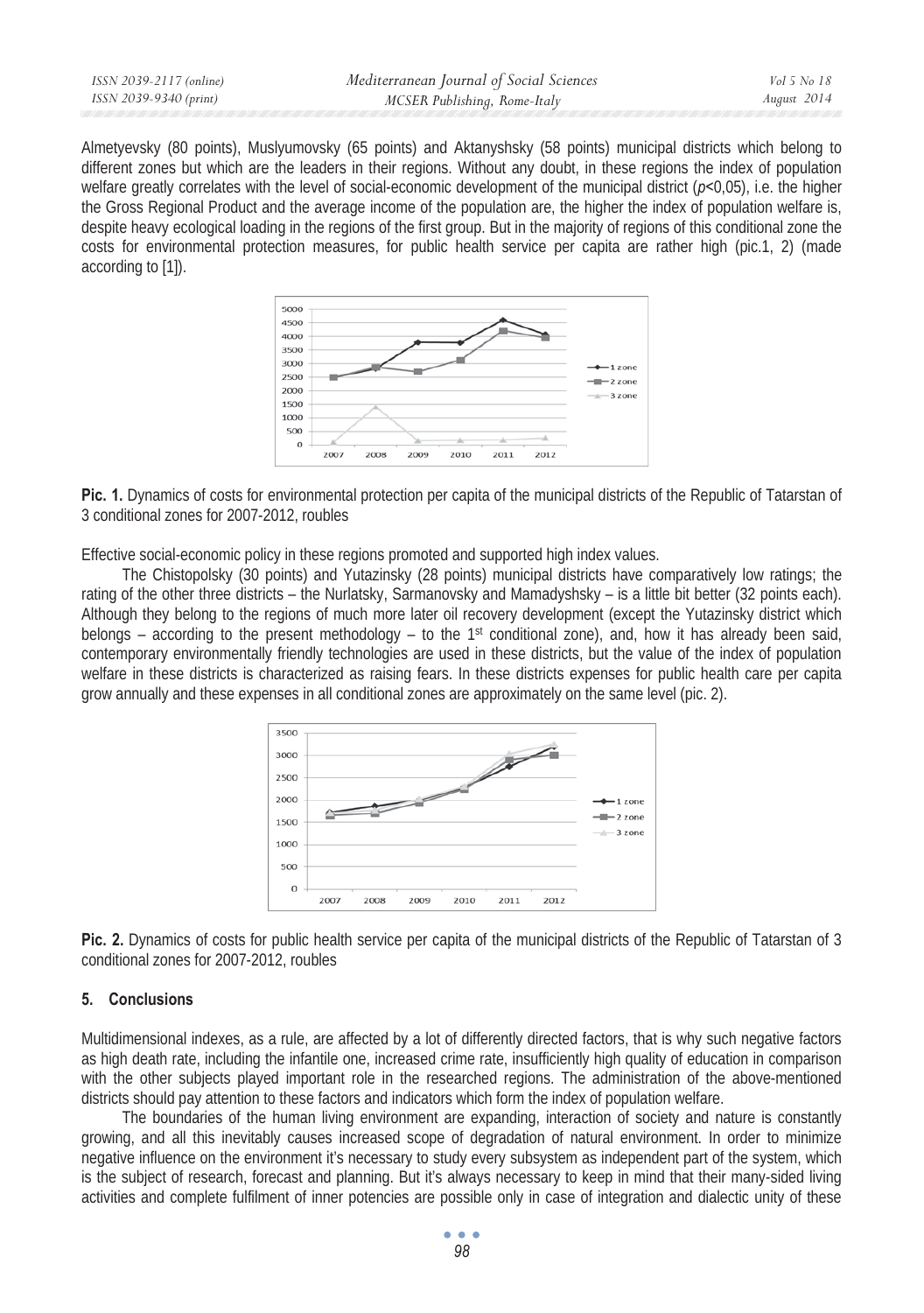Almetyevsky (80 points), Muslyumovsky (65 points) and Aktanyshsky (58 points) municipal districts which belong to different zones but which are the leaders in their regions. Without any doubt, in these regions the index of population welfare greatly correlates with the level of social-economic development of the municipal district ($p<0,05$), i.e. the higher the Gross Regional Product and the average income of the population are, the higher the index of population welfare is, despite heavy ecological loading in the regions of the first group. But in the majority of regions of this conditional zone the costs for environmental protection measures, for public health service per capita are rather high (pic.1, 2) (made according to [1]).

**Pic. 1.** Dynamics of costs for environmental protection per capita of the municipal districts of the Republic of Tatarstan of 3 conditional zones for 2007-2012, roubles

Effective social-economic policy in these regions promoted and supported high index values.

The Chistopolsky (30 points) and Yutazinsky (28 points) municipal districts have comparatively low ratings; the rating of the other three districts – the Nurlatsky, Sarmanovsky and Mamadyshsky – is a little bit better (32 points each). Although they belong to the regions of much more later oil recovery development (except the Yutazinsky district which belongs – according to the present methodology – to the 1st conditional zone), and, how it has already been said, contemporary environmentally friendly technologies are used in these districts, but the value of the index of population welfare in these districts is characterized as raising fears. In these districts expenses for public health care per capita grow annually and these expenses in all conditional zones are approximately on the same level (pic. 2).

**Pic. 2.** Dynamics of costs for public health service per capita of the municipal districts of the Republic of Tatarstan of 3 conditional zones for 2007-2012, roubles

## 5. Conclusions

Multidimensional indexes, as a rule, are affected by a lot of differently directed factors, that is why such negative factors as high death rate, including the infantile one, increased crime rate, insufficiently high quality of education in comparison with the other subjects played important role in the researched regions. The administration of the above-mentioned districts should pay attention to these factors and indicators which form the index of population welfare.

The boundaries of the human living environment are expanding, interaction of society and nature is constantly growing, and all this inevitably causes increased scope of degradation of natural environment. In order to minimize negative influence on the environment it's necessary to study every subsystem as independent part of the system, which is the subject of research, forecast and planning. But it's always necessary to keep in mind that their many-sided living activities and complete fulfilment of inner potencies are possible only in case of integration and dialectic unity of these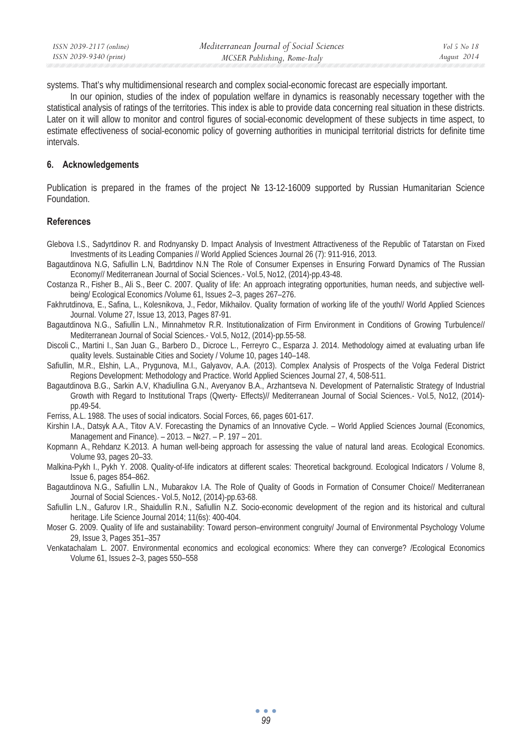systems. That's why multidimensional research and complex social-economic forecast are especially important.

In our opinion, studies of the index of population welfare in dynamics is reasonably necessary together with the statistical analysis of ratings of the territories. This index is able to provide data concerning real situation in these districts. Later on it will allow to monitor and control figures of social-economic development of these subjects in time aspect, to estimate effectiveness of social-economic policy of governing authorities in municipal territorial districts for definite time intervals.

## 6. Acknowledgements

Publication is prepared in the frames of the project № 13-12-16009 supported by Russian Humanitarian Science Foundation.

## References

Glebova I.S., Sadyrtdinov R. and Rodnyansky D. Impact Analysis of Investment Attractiveness of the Republic of Tatarstan on Fixed Investments of its Leading Companies // World Applied Sciences Journal 26 (7): 911-916, 2013.

Bagautdinova N.G, Safiullin L.N, Badrtdinov N.N The Role of Consumer Expenses in Ensuring Forward Dynamics of The Russian Economy// Mediterranean Journal of Social Sciences.- Vol.5, No12, (2014)-pp.43-48.

Costanza R., Fisher B., Ali S., Beer C. 2007. Quality of life: An approach integrating opportunities, human needs, and subjective well-being/ Ecological Economics /Volume 61, Issues 2–3, pages 267–276.

Fakhrutdinova, E., Safina, L., Kolesnikova, J., Fedor, Mikhailov. Quality formation of working life of the youth// World Applied Sciences Journal. Volume 27, Issue 13, 2013, Pages 87-91.

Bagautdinova N.G., Safiullin L.N., Minnahmetov R.R. Institutionalization of Firm Environment in Conditions of Growing Turbulence// Mediterranean Journal of Social Sciences.- Vol.5, No12, (2014)-pp.55-58.

Discoli C., Martini I., San Juan G., Barbero D., Dicroce L., Ferreyro C., Esparza J. 2014. Methodology aimed at evaluating urban life quality levels. Sustainable Cities and Society / Volume 10, pages 140–148.

Safiullin, M.R., Elshin, L.A., Prygunova, M.I., Galyavov, A.A. (2013). Complex Analysis of Prospects of the Volga Federal District Regions Development: Methodology and Practice. World Applied Sciences Journal 27, 4, 508-511.

Bagautdinova B.G., Sarkin A.V, Khadiullina G.N., Averyanov B.A., Arzhantseva N. Development of Paternalistic Strategy of Industrial Growth with Regard to Institutional Traps (Qwerty- Effects)// Mediterranean Journal of Social Sciences.- Vol.5, No12, (2014)-pp.49-54.

Ferriss, A.L. 1988. The uses of social indicators. Social Forces, 66, pages 601-617.

Kirshin I.A., Datsyk A.A., Titov A.V. Forecasting the Dynamics of an Innovative Cycle. – World Applied Sciences Journal (Economics, Management and Finance). – 2013. – №27. – P. 197 – 201.

Kopmann A., Rehdanz K.2013. A human well-being approach for assessing the value of natural land areas. Ecological Economics. Volume 93, pages 20–33.

Malkina-Pykh I., Pykh Y. 2008. Quality-of-life indicators at different scales: Theoretical background. Ecological Indicators / Volume 8, Issue 6, pages 854–862.

Bagautdinova N.G., Safiullin L.N., Mubarakov I.A. The Role of Quality of Goods in Formation of Consumer Choice// Mediterranean Journal of Social Sciences.- Vol.5, No12, (2014)-pp.63-68.

Safiullin L.N., Gafurov I.R., Shaidullin R.N., Safiullin N.Z. Socio-economic development of the region and its historical and cultural heritage. Life Science Journal 2014; 11(6s): 400-404.

Moser G. 2009. Quality of life and sustainability: Toward person–environment congruity/ Journal of Environmental Psychology Volume 29, Issue 3, Pages 351–357

Venkatachalam L. 2007. Environmental economics and ecological economics: Where they can converge? /Ecological Economics Volume 61, Issues 2–3, pages 550–558